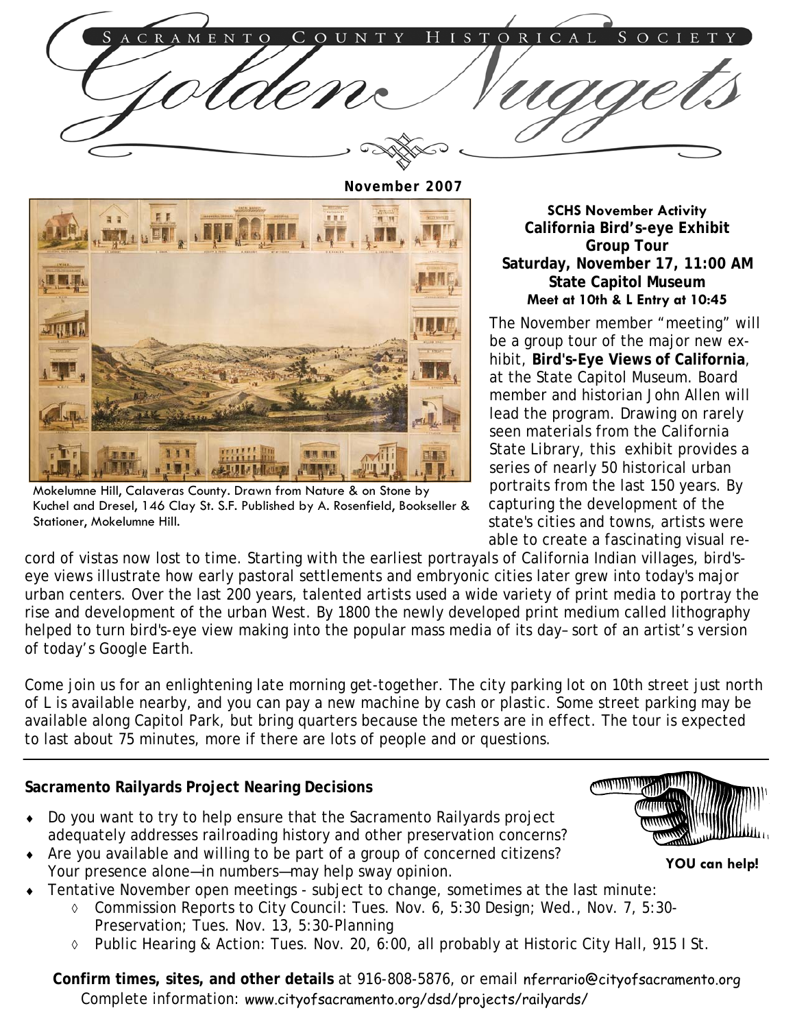# Sacramento County Historical Society

# Golden Nuggets

**November 2007**

Mokelumne Hill, Calaveras County. Drawn from Nature & on Stone by Kuchel and Dresel, 146 Clay St. S.F. Published by A. Rosenfield, Bookseller & Stationer, Mokelumne Hill.

**SCHS November Activity**
**California Bird's-eye Exhibit**
**Group Tour**
**Saturday, November 17, 11:00 AM**
**State Capitol Museum**
**Meet at 10th & L Entry at 10:45**

The November member "meeting" will be a group tour of the major new exhibit, **Bird's-Eye Views of California**, at the State Capitol Museum. Board member and historian John Allen will lead the program. Drawing on rarely seen materials from the California State Library, this exhibit provides a series of nearly 50 historical urban portraits from the last 150 years. By capturing the development of the state's cities and towns, artists were able to create a fascinating visual record of vistas now lost to time. Starting with the earliest portrayals of California Indian villages, bird's-eye views illustrate how early pastoral settlements and embryonic cities later grew into today's major urban centers. Over the last 200 years, talented artists used a wide variety of print media to portray the rise and development of the urban West. By 1800 the newly developed print medium called lithography helped to turn bird's-eye view making into the popular mass media of its day– sort of an artist's version of today's Google Earth.

Come join us for an enlightening late morning get-together. The city parking lot on 10th street just north of L is available nearby, and you can pay a new machine by cash or plastic. Some street parking may be available along Capitol Park, but bring quarters because the meters are in effect. The tour is expected to last about 75 minutes, more if there are lots of people and or questions.

---

**Sacramento Railyards Project Nearing Decisions**

**YOU can help!**

- Do you want to try to help ensure that the Sacramento Railyards project adequately addresses railroading history and other preservation concerns?
- Are you available and willing to be part of a group of concerned citizens? Your presence alone—in numbers—may help sway opinion.
- Tentative November open meetings - subject to change, sometimes at the last minute:
  - Commission Reports to City Council: Tues. Nov. 6, 5:30 Design; Wed., Nov. 7, 5:30-Preservation; Tues. Nov. 13, 5:30-Planning
  - Public Hearing & Action: Tues. Nov. 20, 6:00, all probably at Historic City Hall, 915 I St.

**Confirm times, sites, and other details** at 916-808-5876, or email nferrario@cityofsacramento.org
Complete information: www.cityofsacramento.org/dsd/projects/railyards/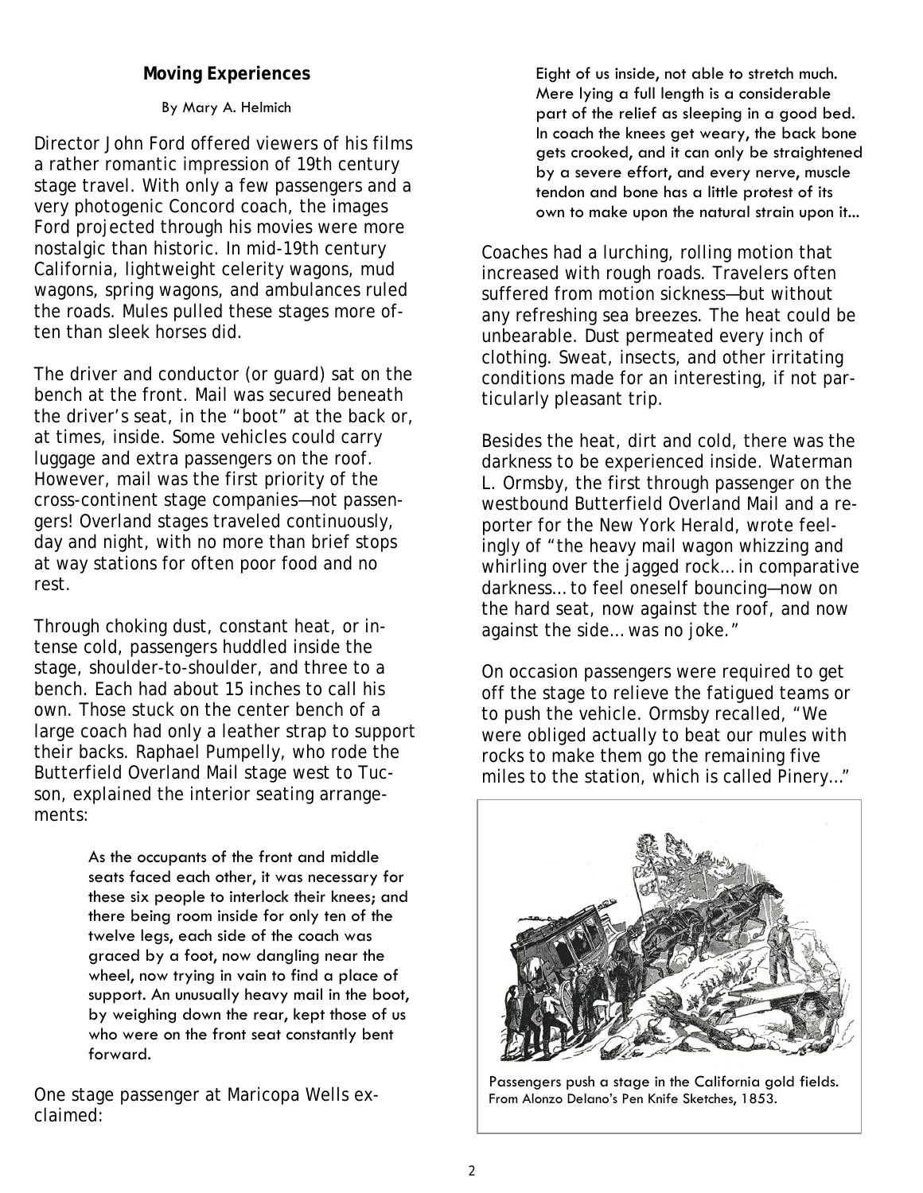### Moving Experiences

By Mary A. Helmich

Director John Ford offered viewers of his films a rather romantic impression of 19th century stage travel. With only a few passengers and a very photogenic Concord coach, the images Ford projected through his movies were more nostalgic than historic. In mid-19th century California, lightweight celerity wagons, mud wagons, spring wagons, and ambulances ruled the roads. Mules pulled these stages more often than sleek horses did.

The driver and conductor (or guard) sat on the bench at the front. Mail was secured beneath the driver's seat, in the "boot" at the back or, at times, inside. Some vehicles could carry luggage and extra passengers on the roof. However, mail was the first priority of the cross-continent stage companies—not passengers! Overland stages traveled continuously, day and night, with no more than brief stops at way stations for often poor food and no rest.

Through choking dust, constant heat, or intense cold, passengers huddled inside the stage, shoulder-to-shoulder, and three to a bench. Each had about 15 inches to call his own. Those stuck on the center bench of a large coach had only a leather strap to support their backs. Raphael Pumpelly, who rode the Butterfield Overland Mail stage west to Tucson, explained the interior seating arrangements:

> As the occupants of the front and middle seats faced each other, it was necessary for these six people to interlock their knees; and there being room inside for only ten of the twelve legs, each side of the coach was graced by a foot, now dangling near the wheel, now trying in vain to find a place of support. An unusually heavy mail in the boot, by weighing down the rear, kept those of us who were on the front seat constantly bent forward.

One stage passenger at Maricopa Wells exclaimed:

> Eight of us inside, not able to stretch much. Mere lying a full length is a considerable part of the relief as sleeping in a good bed. In coach the knees get weary, the back bone gets crooked, and it can only be straightened by a severe effort, and every nerve, muscle tendon and bone has a little protest of its own to make upon the natural strain upon it...

Coaches had a lurching, rolling motion that increased with rough roads. Travelers often suffered from motion sickness—but without any refreshing sea breezes. The heat could be unbearable. Dust permeated every inch of clothing. Sweat, insects, and other irritating conditions made for an interesting, if not particularly pleasant trip.

Besides the heat, dirt and cold, there was the darkness to be experienced inside. Waterman L. Ormsby, the first through passenger on the westbound Butterfield Overland Mail and a reporter for the New York Herald, wrote feelingly of "the heavy mail wagon whizzing and whirling over the jagged rock… in comparative darkness… to feel oneself bouncing—now on the hard seat, now against the roof, and now against the side… was no joke."

On occasion passengers were required to get off the stage to relieve the fatigued teams or to push the vehicle. Ormsby recalled, "We were obliged actually to beat our mules with rocks to make them go the remaining five miles to the station, which is called Pinery..."

Passengers push a stage in the California gold fields. From Alonzo Delano's Pen Knife Sketches, 1853.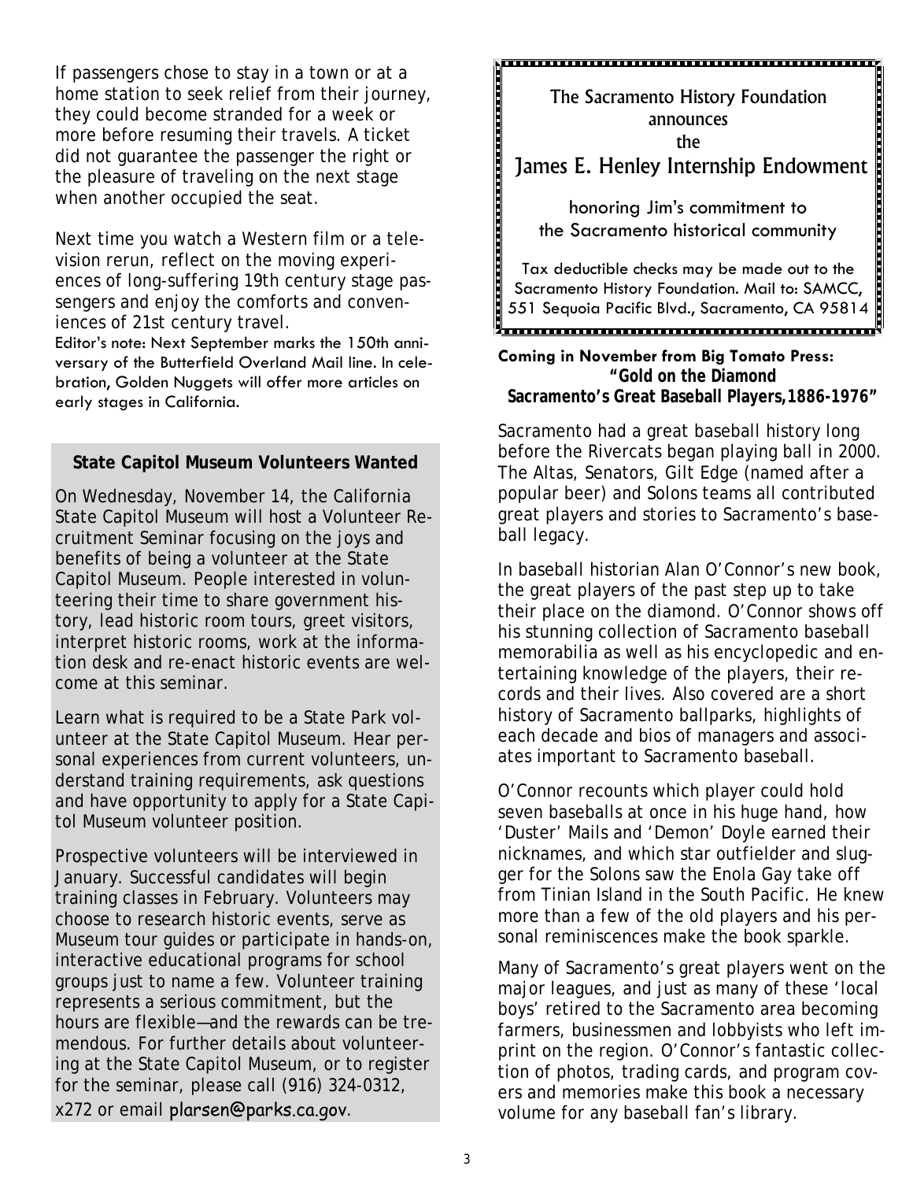If passengers chose to stay in a town or at a home station to seek relief from their journey, they could become stranded for a week or more before resuming their travels. A ticket did not guarantee the passenger the right or the pleasure of traveling on the next stage when another occupied the seat.

Next time you watch a Western film or a television rerun, reflect on the moving experiences of long-suffering 19th century stage passengers and enjoy the comforts and conveniences of 21st century travel.

Editor's note: Next September marks the 150th anniversary of the Butterfield Overland Mail line. In celebration, Golden Nuggets will offer more articles on early stages in California.

### State Capitol Museum Volunteers Wanted

On Wednesday, November 14, the California State Capitol Museum will host a Volunteer Recruitment Seminar focusing on the joys and benefits of being a volunteer at the State Capitol Museum. People interested in volunteering their time to share government history, lead historic room tours, greet visitors, interpret historic rooms, work at the information desk and re-enact historic events are welcome at this seminar.

Learn what is required to be a State Park volunteer at the State Capitol Museum. Hear personal experiences from current volunteers, understand training requirements, ask questions and have opportunity to apply for a State Capitol Museum volunteer position.

Prospective volunteers will be interviewed in January. Successful candidates will begin training classes in February. Volunteers may choose to research historic events, serve as Museum tour guides or participate in hands-on, interactive educational programs for school groups just to name a few. Volunteer training represents a serious commitment, but the hours are flexible—and the rewards can be tremendous. For further details about volunteering at the State Capitol Museum, or to register for the seminar, please call (916) 324-0312, x272 or email plarsen@parks.ca.gov.

The Sacramento History Foundation
announces
the
## James E. Henley Internship Endowment

honoring Jim's commitment to
the Sacramento historical community

Tax deductible checks may be made out to the Sacramento History Foundation. Mail to: SAMCC, 551 Sequoia Pacific Blvd., Sacramento, CA 95814

**Coming in November from Big Tomato Press:**
**"Gold on the Diamond**
**Sacramento's Great Baseball Players,1886-1976"**

Sacramento had a great baseball history long before the Rivercats began playing ball in 2000. The Altas, Senators, Gilt Edge (named after a popular beer) and Solons teams all contributed great players and stories to Sacramento's baseball legacy.

In baseball historian Alan O'Connor's new book, the great players of the past step up to take their place on the diamond. O'Connor shows off his stunning collection of Sacramento baseball memorabilia as well as his encyclopedic and entertaining knowledge of the players, their records and their lives. Also covered are a short history of Sacramento ballparks, highlights of each decade and bios of managers and associates important to Sacramento baseball.

O'Connor recounts which player could hold seven baseballs at once in his huge hand, how 'Duster' Mails and 'Demon' Doyle earned their nicknames, and which star outfielder and slugger for the Solons saw the Enola Gay take off from Tinian Island in the South Pacific. He knew more than a few of the old players and his personal reminiscences make the book sparkle.

Many of Sacramento's great players went on the major leagues, and just as many of these 'local boys' retired to the Sacramento area becoming farmers, businessmen and lobbyists who left imprint on the region. O'Connor's fantastic collection of photos, trading cards, and program covers and memories make this book a necessary volume for any baseball fan's library.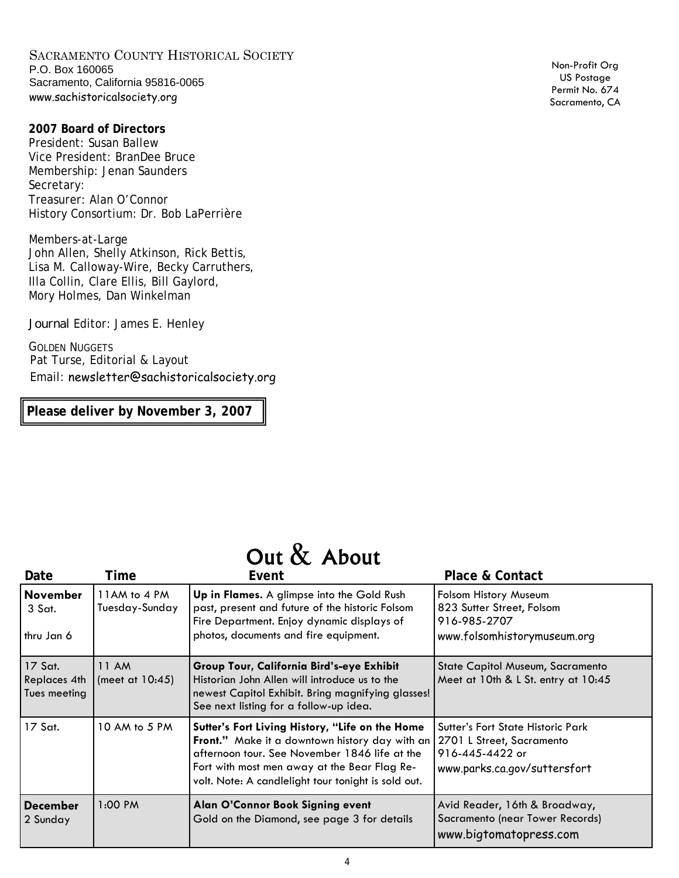SACRAMENTO COUNTY HISTORICAL SOCIETY
P.O. Box 160065
Sacramento, California 95816-0065
www.sachistoricalsociety.org

Non-Profit Org
US Postage
Permit No. 674
Sacramento, CA

**2007 Board of Directors**
President: Susan Ballew
Vice President: BranDee Bruce
Membership: Jenan Saunders
Secretary:
Treasurer: Alan O'Connor
History Consortium: Dr. Bob LaPerrière

Members-at-Large
John Allen, Shelly Atkinson, Rick Bettis, Lisa M. Calloway-Wire, Becky Carruthers, Illa Collin, Clare Ellis, Bill Gaylord, Mory Holmes, Dan Winkelman

*Journal* Editor: James E. Henley

GOLDEN NUGGETS
Pat Turse, Editorial & Layout
Email: newsletter@sachistoricalsociety.org

**Please deliver by November 3, 2007**

# Out & About

| Date | Time | Event | Place & Contact |
|---|---|---|---|
| **November** 3 Sat. thru Jan 6 | 11AM to 4 PM Tuesday-Sunday | **Up in Flames.** A glimpse into the Gold Rush past, present and future of the historic Folsom Fire Department. Enjoy dynamic displays of photos, documents and fire equipment. | Folsom History Museum 823 Sutter Street, Folsom 916-985-2707 www.folsomhistorymuseum.org |
| 17 Sat. Replaces 4th Tues meeting | 11 AM (meet at 10:45) | **Group Tour, California Bird's-eye Exhibit** Historian John Allen will introduce us to the newest Capitol Exhibit. Bring magnifying glasses! See next listing for a follow-up idea. | State Capitol Museum, Sacramento Meet at 10th & L St. entry at 10:45 |
| 17 Sat. | 10 AM to 5 PM | **Sutter's Fort Living History, "Life on the Home Front."** Make it a downtown history day with an afternoon tour. See November 1846 life at the Fort with most men away at the Bear Flag Revolt. Note: A candlelight tour tonight is sold out. | Sutter's Fort State Historic Park 2701 L Street, Sacramento 916-445-4422 or www.parks.ca.gov/suttersfort |
| **December** 2 Sunday | 1:00 PM | **Alan O'Connor Book Signing event** Gold on the Diamond, see page 3 for details | Avid Reader, 16th & Broadway, Sacramento (near Tower Records) www.bigtomatopress.com |